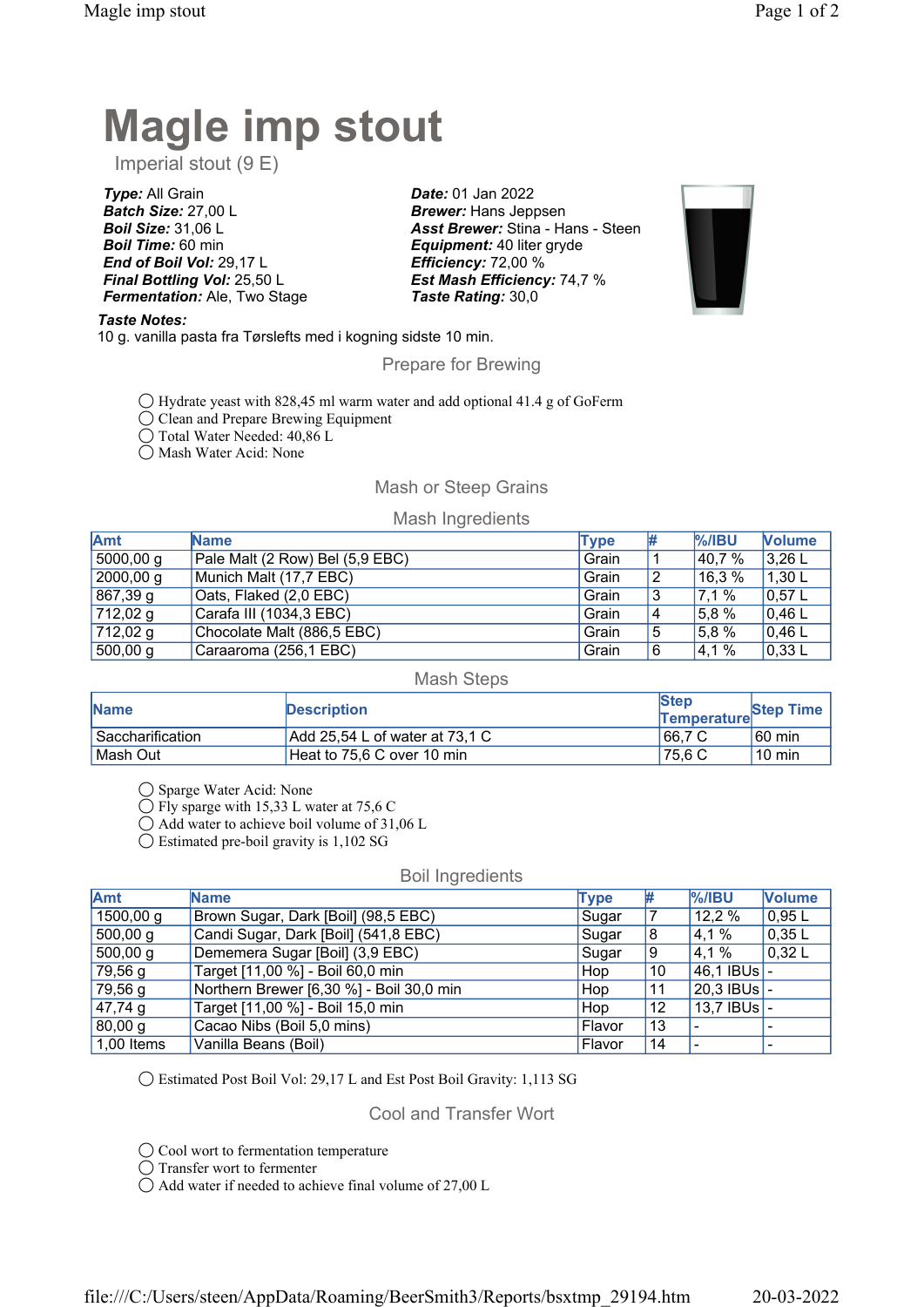# Magle imp stout

Imperial stout (9 E)

***Type:*** All Grain
***Batch Size:*** 27,00 L
***Boil Size:*** 31,06 L
***Boil Time:*** 60 min
***End of Boil Vol:*** 29,17 L
***Final Bottling Vol:*** 25,50 L
***Fermentation:*** Ale, Two Stage

***Date:*** 01 Jan 2022
***Brewer:*** Hans Jeppsen
***Asst Brewer:*** Stina - Hans - Steen
***Equipment:*** 40 liter gryde
***Efficiency:*** 72,00 %
***Est Mash Efficiency:*** 74,7 %
***Taste Rating:*** 30,0

***Taste Notes:***
10 g. vanilla pasta fra Tørslefts med i kogning sidste 10 min.

## Prepare for Brewing

- ◯ Hydrate yeast with 828,45 ml warm water and add optional 41.4 g of GoFerm
- ◯ Clean and Prepare Brewing Equipment
- ◯ Total Water Needed: 40,86 L
- ◯ Mash Water Acid: None

## Mash or Steep Grains

### Mash Ingredients

| Amt | Name | Type | # | %/IBU | Volume |
|---|---|---|---|---|---|
| 5000,00 g | Pale Malt (2 Row) Bel (5,9 EBC) | Grain | 1 | 40,7 % | 3,26 L |
| 2000,00 g | Munich Malt (17,7 EBC) | Grain | 2 | 16,3 % | 1,30 L |
| 867,39 g | Oats, Flaked (2,0 EBC) | Grain | 3 | 7,1 % | 0,57 L |
| 712,02 g | Carafa III (1034,3 EBC) | Grain | 4 | 5,8 % | 0,46 L |
| 712,02 g | Chocolate Malt (886,5 EBC) | Grain | 5 | 5,8 % | 0,46 L |
| 500,00 g | Caraaroma (256,1 EBC) | Grain | 6 | 4,1 % | 0,33 L |

### Mash Steps

| Name | Description | Step Temperature | Step Time |
|---|---|---|---|
| Saccharification | Add 25,54 L of water at 73,1 C | 66,7 C | 60 min |
| Mash Out | Heat to 75,6 C over 10 min | 75,6 C | 10 min |

- ◯ Sparge Water Acid: None
- ◯ Fly sparge with 15,33 L water at 75,6 C
- ◯ Add water to achieve boil volume of 31,06 L
- ◯ Estimated pre-boil gravity is 1,102 SG

### Boil Ingredients

| Amt | Name | Type | # | %/IBU | Volume |
|---|---|---|---|---|---|
| 1500,00 g | Brown Sugar, Dark [Boil] (98,5 EBC) | Sugar | 7 | 12,2 % | 0,95 L |
| 500,00 g | Candi Sugar, Dark [Boil] (541,8 EBC) | Sugar | 8 | 4,1 % | 0,35 L |
| 500,00 g | Dememera Sugar [Boil] (3,9 EBC) | Sugar | 9 | 4,1 % | 0,32 L |
| 79,56 g | Target [11,00 %] - Boil 60,0 min | Hop | 10 | 46,1 IBUs | - |
| 79,56 g | Northern Brewer [6,30 %] - Boil 30,0 min | Hop | 11 | 20,3 IBUs | - |
| 47,74 g | Target [11,00 %] - Boil 15,0 min | Hop | 12 | 13,7 IBUs | - |
| 80,00 g | Cacao Nibs (Boil 5,0 mins) | Flavor | 13 | - | - |
| 1,00 Items | Vanilla Beans (Boil) | Flavor | 14 | - | - |

- ◯ Estimated Post Boil Vol: 29,17 L and Est Post Boil Gravity: 1,113 SG

## Cool and Transfer Wort

- ◯ Cool wort to fermentation temperature
- ◯ Transfer wort to fermenter
- ◯ Add water if needed to achieve final volume of 27,00 L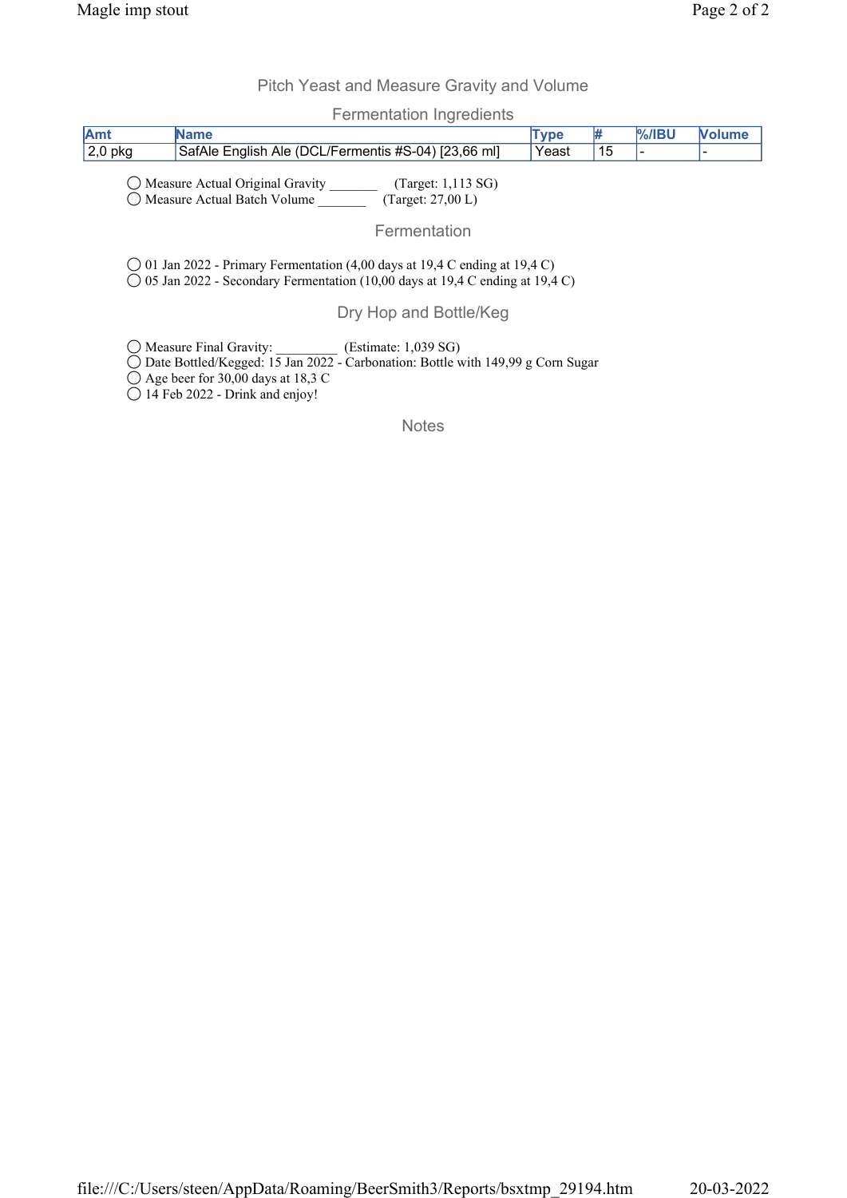## Pitch Yeast and Measure Gravity and Volume

### Fermentation Ingredients

| Amt | Name | Type | # | %/IBU | Volume |
|---|---|---|---|---|---|
| 2,0 pkg | SafAle English Ale (DCL/Fermentis #S-04) [23,66 ml] | Yeast | 15 | - | - |

- ◯ Measure Actual Original Gravity _______ (Target: 1,113 SG)
- ◯ Measure Actual Batch Volume _______ (Target: 27,00 L)

### Fermentation

- ◯ 01 Jan 2022 - Primary Fermentation (4,00 days at 19,4 C ending at 19,4 C)
- ◯ 05 Jan 2022 - Secondary Fermentation (10,00 days at 19,4 C ending at 19,4 C)

### Dry Hop and Bottle/Keg

- ◯ Measure Final Gravity: _________ (Estimate: 1,039 SG)
- ◯ Date Bottled/Kegged: 15 Jan 2022 - Carbonation: Bottle with 149,99 g Corn Sugar
- ◯ Age beer for 30,00 days at 18,3 C
- ◯ 14 Feb 2022 - Drink and enjoy!

### Notes